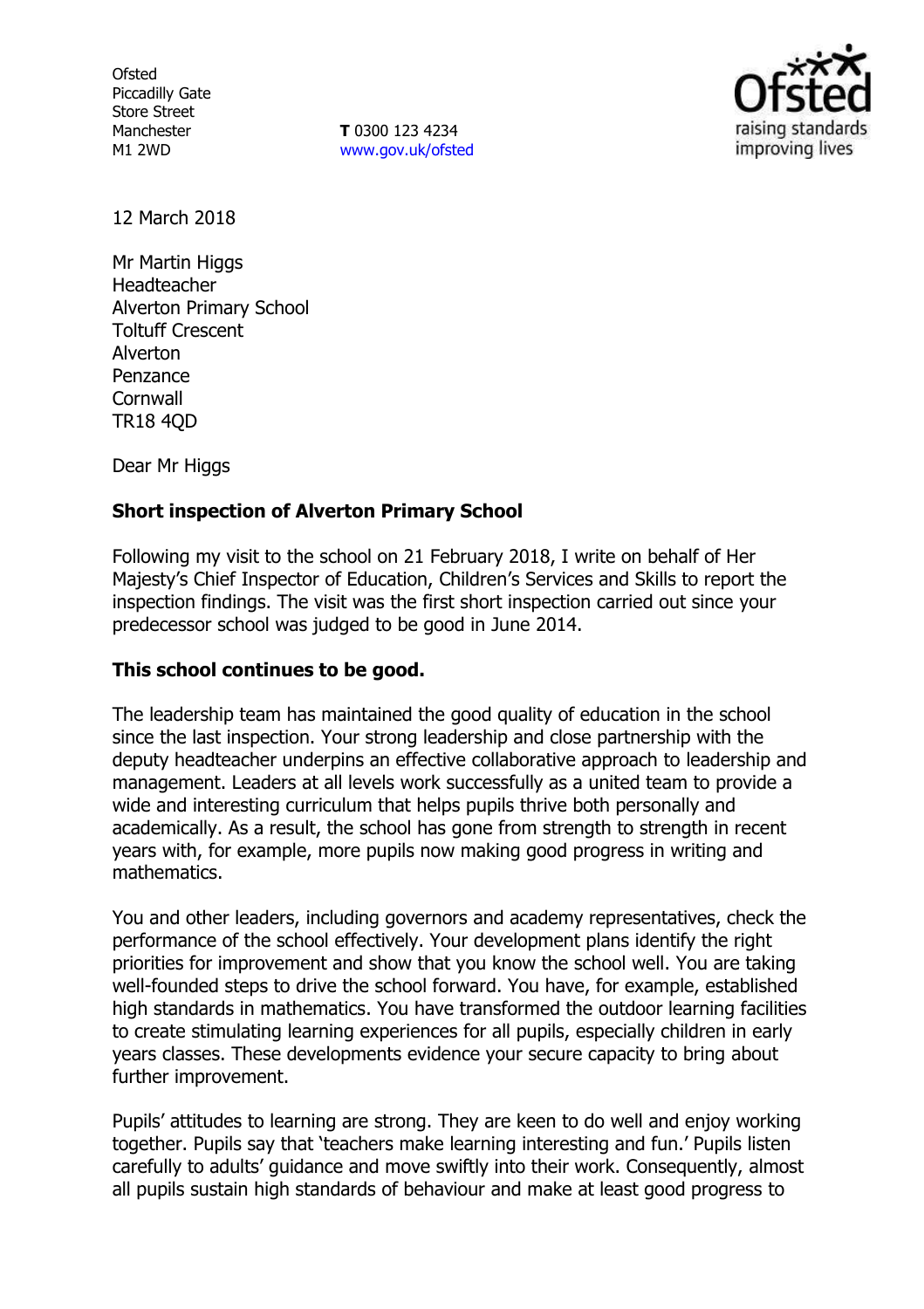Ofsted
Piccadilly Gate
Store Street
Manchester
M1 2WD

**T** 0300 123 4234
www.gov.uk/ofsted

12 March 2018

Mr Martin Higgs
Headteacher
Alverton Primary School
Toltuff Crescent
Alverton
Penzance
Cornwall
TR18 4QD

Dear Mr Higgs

**Short inspection of Alverton Primary School**

Following my visit to the school on 21 February 2018, I write on behalf of Her Majesty's Chief Inspector of Education, Children's Services and Skills to report the inspection findings. The visit was the first short inspection carried out since your predecessor school was judged to be good in June 2014.

**This school continues to be good.**

The leadership team has maintained the good quality of education in the school since the last inspection. Your strong leadership and close partnership with the deputy headteacher underpins an effective collaborative approach to leadership and management. Leaders at all levels work successfully as a united team to provide a wide and interesting curriculum that helps pupils thrive both personally and academically. As a result, the school has gone from strength to strength in recent years with, for example, more pupils now making good progress in writing and mathematics.

You and other leaders, including governors and academy representatives, check the performance of the school effectively. Your development plans identify the right priorities for improvement and show that you know the school well. You are taking well-founded steps to drive the school forward. You have, for example, established high standards in mathematics. You have transformed the outdoor learning facilities to create stimulating learning experiences for all pupils, especially children in early years classes. These developments evidence your secure capacity to bring about further improvement.

Pupils' attitudes to learning are strong. They are keen to do well and enjoy working together. Pupils say that 'teachers make learning interesting and fun.' Pupils listen carefully to adults' guidance and move swiftly into their work. Consequently, almost all pupils sustain high standards of behaviour and make at least good progress to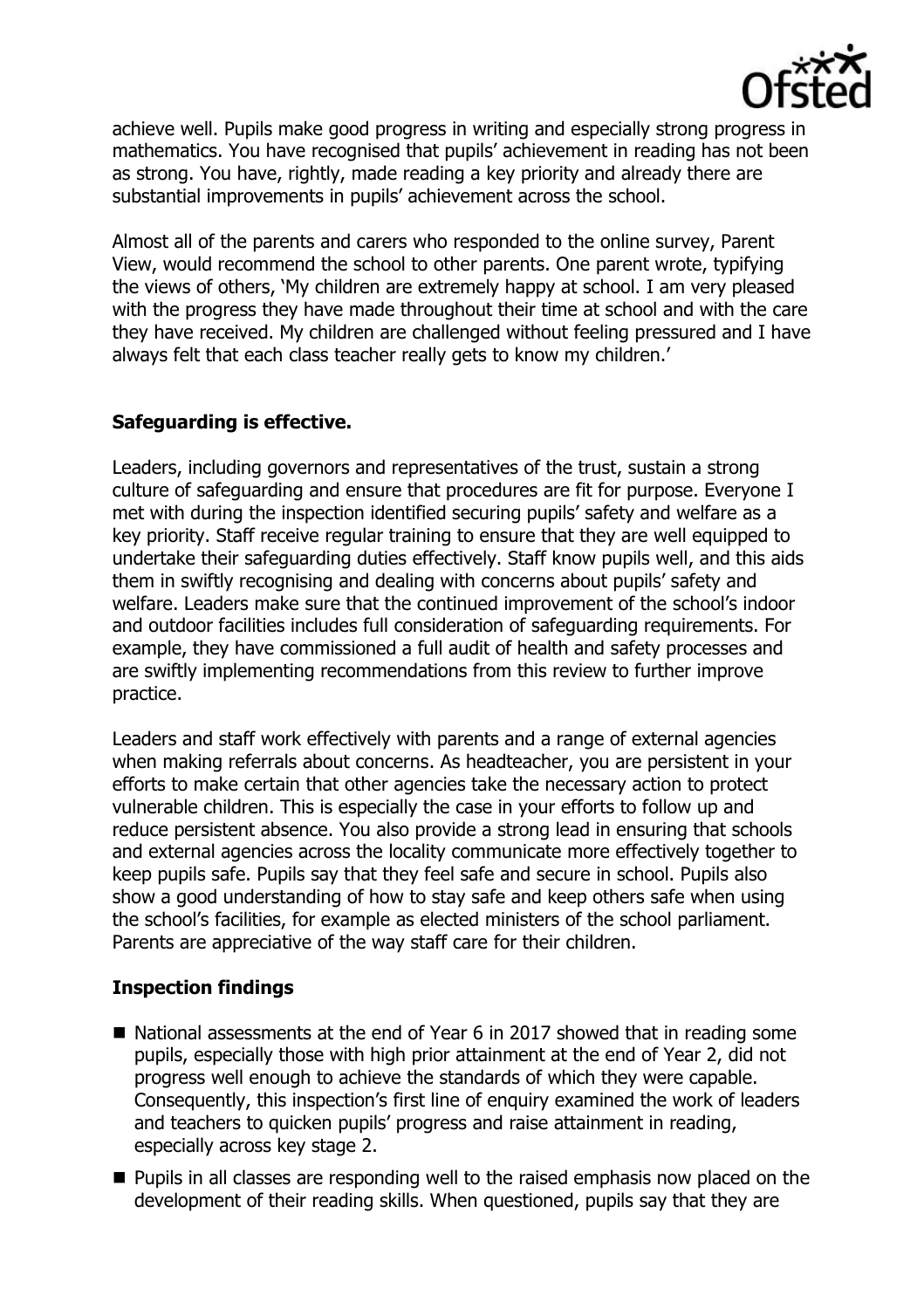achieve well. Pupils make good progress in writing and especially strong progress in mathematics. You have recognised that pupils' achievement in reading has not been as strong. You have, rightly, made reading a key priority and already there are substantial improvements in pupils' achievement across the school.

Almost all of the parents and carers who responded to the online survey, Parent View, would recommend the school to other parents. One parent wrote, typifying the views of others, 'My children are extremely happy at school. I am very pleased with the progress they have made throughout their time at school and with the care they have received. My children are challenged without feeling pressured and I have always felt that each class teacher really gets to know my children.'

## Safeguarding is effective.

Leaders, including governors and representatives of the trust, sustain a strong culture of safeguarding and ensure that procedures are fit for purpose. Everyone I met with during the inspection identified securing pupils' safety and welfare as a key priority. Staff receive regular training to ensure that they are well equipped to undertake their safeguarding duties effectively. Staff know pupils well, and this aids them in swiftly recognising and dealing with concerns about pupils' safety and welfare. Leaders make sure that the continued improvement of the school's indoor and outdoor facilities includes full consideration of safeguarding requirements. For example, they have commissioned a full audit of health and safety processes and are swiftly implementing recommendations from this review to further improve practice.

Leaders and staff work effectively with parents and a range of external agencies when making referrals about concerns. As headteacher, you are persistent in your efforts to make certain that other agencies take the necessary action to protect vulnerable children. This is especially the case in your efforts to follow up and reduce persistent absence. You also provide a strong lead in ensuring that schools and external agencies across the locality communicate more effectively together to keep pupils safe. Pupils say that they feel safe and secure in school. Pupils also show a good understanding of how to stay safe and keep others safe when using the school's facilities, for example as elected ministers of the school parliament. Parents are appreciative of the way staff care for their children.

## Inspection findings

- National assessments at the end of Year 6 in 2017 showed that in reading some pupils, especially those with high prior attainment at the end of Year 2, did not progress well enough to achieve the standards of which they were capable. Consequently, this inspection's first line of enquiry examined the work of leaders and teachers to quicken pupils' progress and raise attainment in reading, especially across key stage 2.
- Pupils in all classes are responding well to the raised emphasis now placed on the development of their reading skills. When questioned, pupils say that they are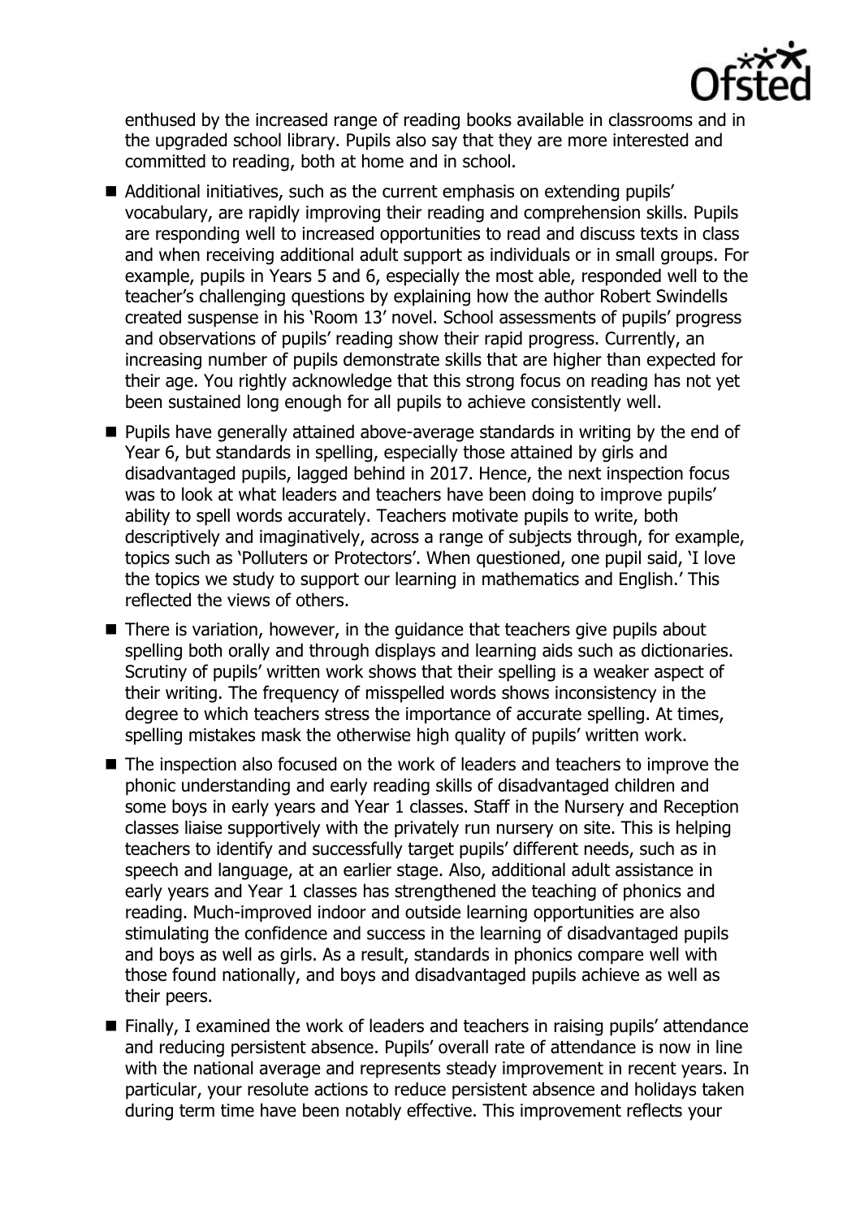enthused by the increased range of reading books available in classrooms and in the upgraded school library. Pupils also say that they are more interested and committed to reading, both at home and in school.

- Additional initiatives, such as the current emphasis on extending pupils' vocabulary, are rapidly improving their reading and comprehension skills. Pupils are responding well to increased opportunities to read and discuss texts in class and when receiving additional adult support as individuals or in small groups. For example, pupils in Years 5 and 6, especially the most able, responded well to the teacher's challenging questions by explaining how the author Robert Swindells created suspense in his 'Room 13' novel. School assessments of pupils' progress and observations of pupils' reading show their rapid progress. Currently, an increasing number of pupils demonstrate skills that are higher than expected for their age. You rightly acknowledge that this strong focus on reading has not yet been sustained long enough for all pupils to achieve consistently well.
- Pupils have generally attained above-average standards in writing by the end of Year 6, but standards in spelling, especially those attained by girls and disadvantaged pupils, lagged behind in 2017. Hence, the next inspection focus was to look at what leaders and teachers have been doing to improve pupils' ability to spell words accurately. Teachers motivate pupils to write, both descriptively and imaginatively, across a range of subjects through, for example, topics such as 'Polluters or Protectors'. When questioned, one pupil said, 'I love the topics we study to support our learning in mathematics and English.' This reflected the views of others.
- There is variation, however, in the guidance that teachers give pupils about spelling both orally and through displays and learning aids such as dictionaries. Scrutiny of pupils' written work shows that their spelling is a weaker aspect of their writing. The frequency of misspelled words shows inconsistency in the degree to which teachers stress the importance of accurate spelling. At times, spelling mistakes mask the otherwise high quality of pupils' written work.
- The inspection also focused on the work of leaders and teachers to improve the phonic understanding and early reading skills of disadvantaged children and some boys in early years and Year 1 classes. Staff in the Nursery and Reception classes liaise supportively with the privately run nursery on site. This is helping teachers to identify and successfully target pupils' different needs, such as in speech and language, at an earlier stage. Also, additional adult assistance in early years and Year 1 classes has strengthened the teaching of phonics and reading. Much-improved indoor and outside learning opportunities are also stimulating the confidence and success in the learning of disadvantaged pupils and boys as well as girls. As a result, standards in phonics compare well with those found nationally, and boys and disadvantaged pupils achieve as well as their peers.
- Finally, I examined the work of leaders and teachers in raising pupils' attendance and reducing persistent absence. Pupils' overall rate of attendance is now in line with the national average and represents steady improvement in recent years. In particular, your resolute actions to reduce persistent absence and holidays taken during term time have been notably effective. This improvement reflects your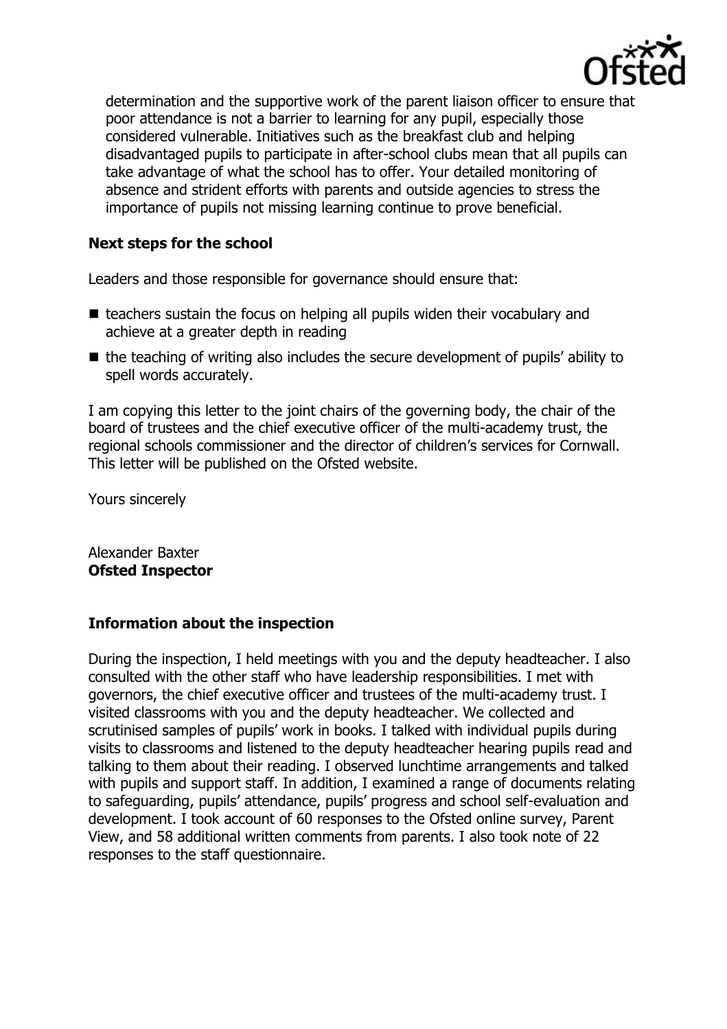determination and the supportive work of the parent liaison officer to ensure that poor attendance is not a barrier to learning for any pupil, especially those considered vulnerable. Initiatives such as the breakfast club and helping disadvantaged pupils to participate in after-school clubs mean that all pupils can take advantage of what the school has to offer. Your detailed monitoring of absence and strident efforts with parents and outside agencies to stress the importance of pupils not missing learning continue to prove beneficial.

### Next steps for the school

Leaders and those responsible for governance should ensure that:

- teachers sustain the focus on helping all pupils widen their vocabulary and achieve at a greater depth in reading
- the teaching of writing also includes the secure development of pupils' ability to spell words accurately.

I am copying this letter to the joint chairs of the governing body, the chair of the board of trustees and the chief executive officer of the multi-academy trust, the regional schools commissioner and the director of children's services for Cornwall. This letter will be published on the Ofsted website.

Yours sincerely

Alexander Baxter
**Ofsted Inspector**

### Information about the inspection

During the inspection, I held meetings with you and the deputy headteacher. I also consulted with the other staff who have leadership responsibilities. I met with governors, the chief executive officer and trustees of the multi-academy trust. I visited classrooms with you and the deputy headteacher. We collected and scrutinised samples of pupils' work in books. I talked with individual pupils during visits to classrooms and listened to the deputy headteacher hearing pupils read and talking to them about their reading. I observed lunchtime arrangements and talked with pupils and support staff. In addition, I examined a range of documents relating to safeguarding, pupils' attendance, pupils' progress and school self-evaluation and development. I took account of 60 responses to the Ofsted online survey, Parent View, and 58 additional written comments from parents. I also took note of 22 responses to the staff questionnaire.